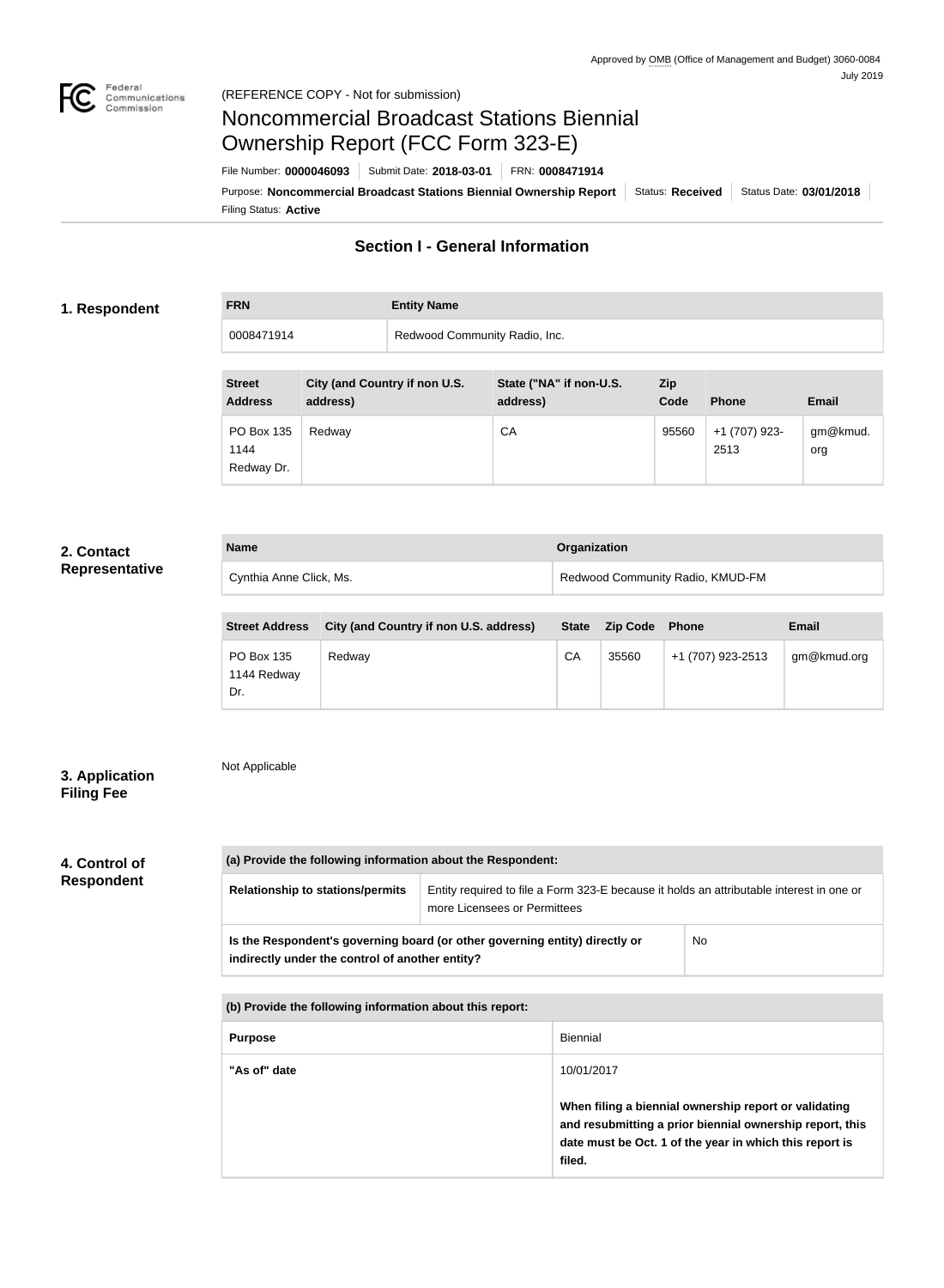Approved by OMB (Office of Management and Budget) 3060-0084
July 2019

(REFERENCE COPY - Not for submission)

# Noncommercial Broadcast Stations Biennial Ownership Report (FCC Form 323-E)

File Number: **0000046093** | Submit Date: **2018-03-01** | FRN: **0008471914**

Purpose: **Noncommercial Broadcast Stations Biennial Ownership Report** | Status: **Received** | Status Date: **03/01/2018**

Filing Status: **Active**

## Section I - General Information

### 1. Respondent

| FRN | Entity Name |
| --- | --- |
| 0008471914 | Redwood Community Radio, Inc. |

| Street Address | City (and Country if non U.S. address) | State ("NA" if non-U.S. address) | Zip Code | Phone | Email |
| --- | --- | --- | --- | --- | --- |
| PO Box 135 1144 Redway Dr. | Redway | CA | 95560 | +1 (707) 923-2513 | gm@kmud.org |

### 2. Contact Representative

| Name | Organization |
| --- | --- |
| Cynthia Anne Click, Ms. | Redwood Community Radio, KMUD-FM |

| Street Address | City (and Country if non U.S. address) | State | Zip Code | Phone | Email |
| --- | --- | --- | --- | --- | --- |
| PO Box 135 1144 Redway Dr. | Redway | CA | 35560 | +1 (707) 923-2513 | gm@kmud.org |

### 3. Application Filing Fee

Not Applicable

### 4. Control of Respondent

| (a) Provide the following information about the Respondent: | |
| --- | --- |
| Relationship to stations/permits | Entity required to file a Form 323-E because it holds an attributable interest in one or more Licensees or Permittees |
| Is the Respondent's governing board (or other governing entity) directly or indirectly under the control of another entity? | No |

| (b) Provide the following information about this report: | |
| --- | --- |
| Purpose | Biennial |
| "As of" date | 10/01/2017<br><br>**When filing a biennial ownership report or validating and resubmitting a prior biennial ownership report, this date must be Oct. 1 of the year in which this report is filed.** |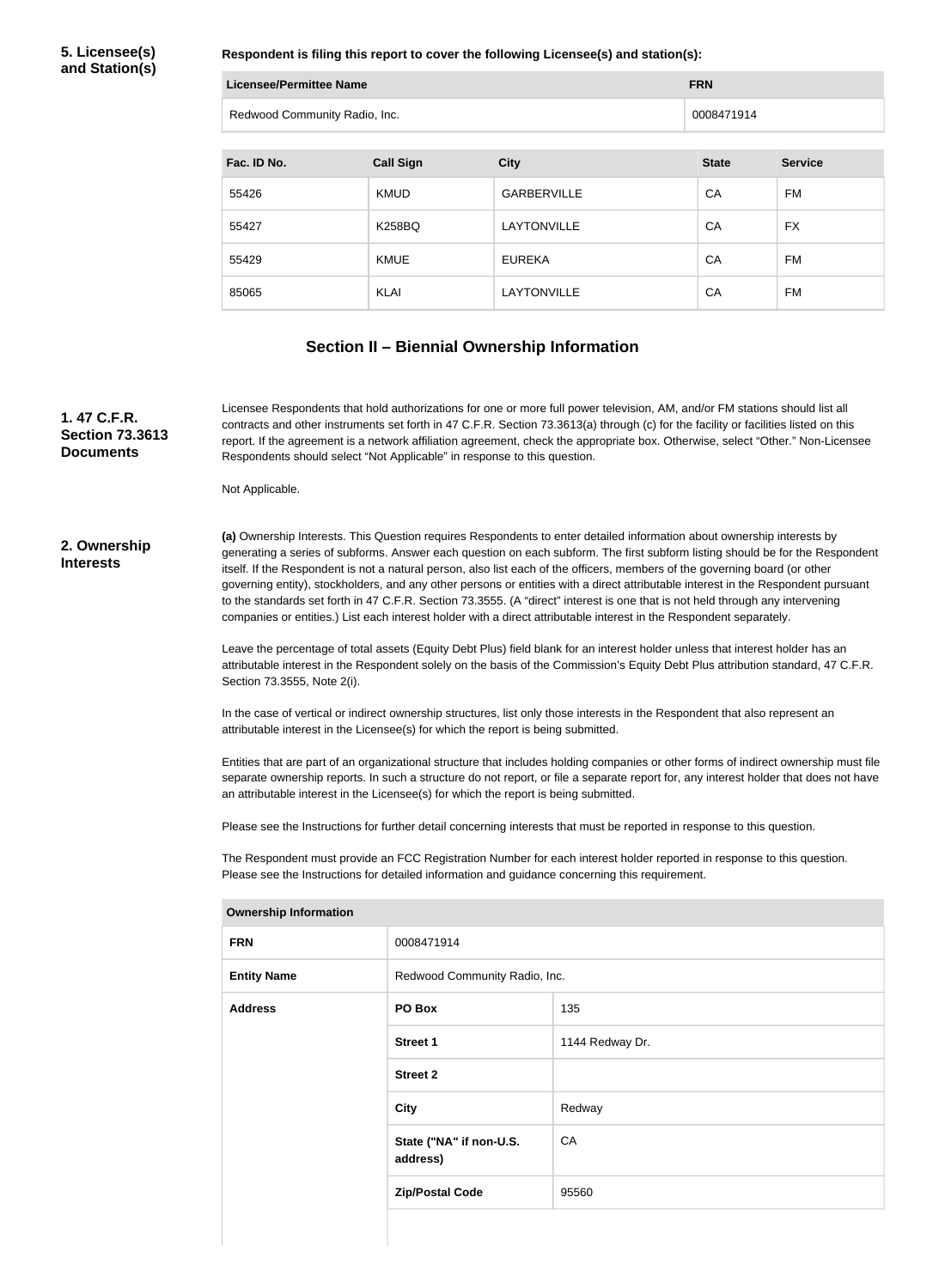## 5. Licensee(s) and Station(s)

**Respondent is filing this report to cover the following Licensee(s) and station(s):**

| Licensee/Permittee Name | FRN |
|---|---|
| Redwood Community Radio, Inc. | 0008471914 |

| Fac. ID No. | Call Sign | City | State | Service |
|---|---|---|---|---|
| 55426 | KMUD | GARBERVILLE | CA | FM |
| 55427 | K258BQ | LAYTONVILLE | CA | FX |
| 55429 | KMUE | EUREKA | CA | FM |
| 85065 | KLAI | LAYTONVILLE | CA | FM |

## Section II – Biennial Ownership Information

### 1. 47 C.F.R. Section 73.3613 Documents

Licensee Respondents that hold authorizations for one or more full power television, AM, and/or FM stations should list all contracts and other instruments set forth in 47 C.F.R. Section 73.3613(a) through (c) for the facility or facilities listed on this report. If the agreement is a network affiliation agreement, check the appropriate box. Otherwise, select "Other." Non-Licensee Respondents should select "Not Applicable" in response to this question.

Not Applicable.

### 2. Ownership Interests

**(a)** Ownership Interests. This Question requires Respondents to enter detailed information about ownership interests by generating a series of subforms. Answer each question on each subform. The first subform listing should be for the Respondent itself. If the Respondent is not a natural person, also list each of the officers, members of the governing board (or other governing entity), stockholders, and any other persons or entities with a direct attributable interest in the Respondent pursuant to the standards set forth in 47 C.F.R. Section 73.3555. (A "direct" interest is one that is not held through any intervening companies or entities.) List each interest holder with a direct attributable interest in the Respondent separately.

Leave the percentage of total assets (Equity Debt Plus) field blank for an interest holder unless that interest holder has an attributable interest in the Respondent solely on the basis of the Commission's Equity Debt Plus attribution standard, 47 C.F.R. Section 73.3555, Note 2(i).

In the case of vertical or indirect ownership structures, list only those interests in the Respondent that also represent an attributable interest in the Licensee(s) for which the report is being submitted.

Entities that are part of an organizational structure that includes holding companies or other forms of indirect ownership must file separate ownership reports. In such a structure do not report, or file a separate report for, any interest holder that does not have an attributable interest in the Licensee(s) for which the report is being submitted.

Please see the Instructions for further detail concerning interests that must be reported in response to this question.

The Respondent must provide an FCC Registration Number for each interest holder reported in response to this question. Please see the Instructions for detailed information and guidance concerning this requirement.

| Ownership Information | | |
|---|---|---|
| **FRN** | 0008471914 | |
| **Entity Name** | Redwood Community Radio, Inc. | |
| **Address** | **PO Box** | 135 |
| | **Street 1** | 1144 Redway Dr. |
| | **Street 2** | |
| | **City** | Redway |
| | **State ("NA" if non-U.S. address)** | CA |
| | **Zip/Postal Code** | 95560 |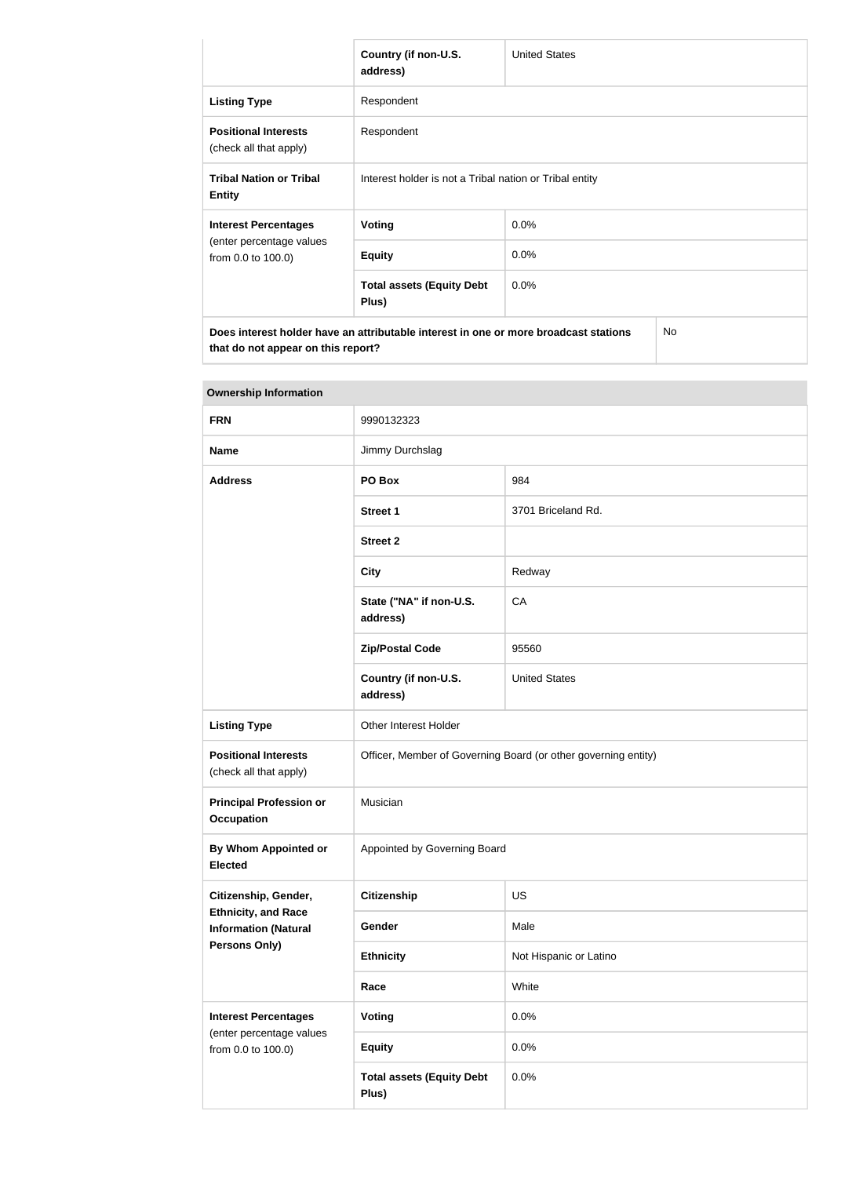| | | |
|---|---|---|
| | **Country (if non-U.S. address)** | United States |
| **Listing Type** | Respondent | |
| **Positional Interests** (check all that apply) | Respondent | |
| **Tribal Nation or Tribal Entity** | Interest holder is not a Tribal nation or Tribal entity | |
| **Interest Percentages** (enter percentage values from 0.0 to 100.0) | **Voting** | 0.0% |
| | **Equity** | 0.0% |
| | **Total assets (Equity Debt Plus)** | 0.0% |
| **Does interest holder have an attributable interest in one or more broadcast stations that do not appear on this report?** | | No |

| **Ownership Information** | | |
|---|---|---|
| **FRN** | 9990132323 | |
| **Name** | Jimmy Durchslag | |
| **Address** | **PO Box** | 984 |
| | **Street 1** | 3701 Briceland Rd. |
| | **Street 2** | |
| | **City** | Redway |
| | **State ("NA" if non-U.S. address)** | CA |
| | **Zip/Postal Code** | 95560 |
| | **Country (if non-U.S. address)** | United States |
| **Listing Type** | Other Interest Holder | |
| **Positional Interests** (check all that apply) | Officer, Member of Governing Board (or other governing entity) | |
| **Principal Profession or Occupation** | Musician | |
| **By Whom Appointed or Elected** | Appointed by Governing Board | |
| **Citizenship, Gender, Ethnicity, and Race Information (Natural Persons Only)** | **Citizenship** | US |
| | **Gender** | Male |
| | **Ethnicity** | Not Hispanic or Latino |
| | **Race** | White |
| **Interest Percentages** (enter percentage values from 0.0 to 100.0) | **Voting** | 0.0% |
| | **Equity** | 0.0% |
| | **Total assets (Equity Debt Plus)** | 0.0% |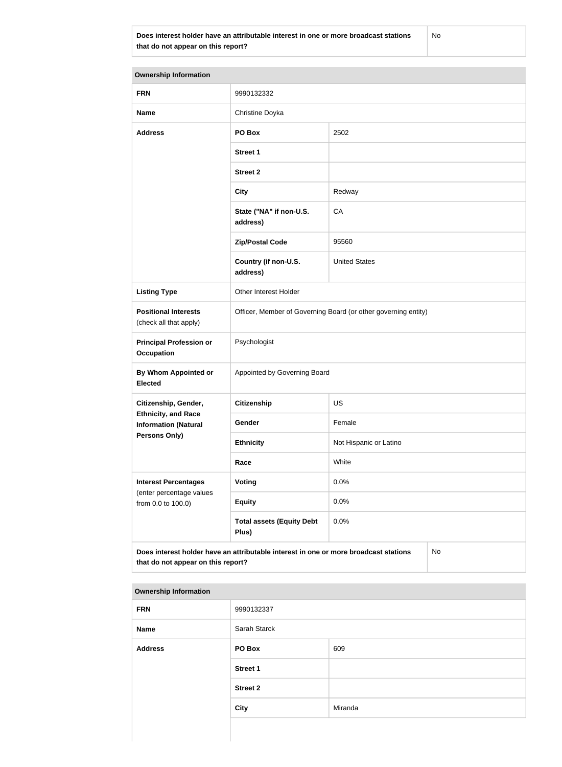| Does interest holder have an attributable interest in one or more broadcast stations that do not appear on this report? | No |
| --- | --- |

| Ownership Information | | |
| --- | --- | --- |
| **FRN** | 9990132332 | |
| **Name** | Christine Doyka | |
| **Address** | **PO Box** | 2502 |
| | **Street 1** | |
| | **Street 2** | |
| | **City** | Redway |
| | **State ("NA" if non-U.S. address)** | CA |
| | **Zip/Postal Code** | 95560 |
| | **Country (if non-U.S. address)** | United States |
| **Listing Type** | Other Interest Holder | |
| **Positional Interests** (check all that apply) | Officer, Member of Governing Board (or other governing entity) | |
| **Principal Profession or Occupation** | Psychologist | |
| **By Whom Appointed or Elected** | Appointed by Governing Board | |
| **Citizenship, Gender, Ethnicity, and Race Information (Natural Persons Only)** | **Citizenship** | US |
| | **Gender** | Female |
| | **Ethnicity** | Not Hispanic or Latino |
| | **Race** | White |
| **Interest Percentages** (enter percentage values from 0.0 to 100.0) | **Voting** | 0.0% |
| | **Equity** | 0.0% |
| | **Total assets (Equity Debt Plus)** | 0.0% |
| **Does interest holder have an attributable interest in one or more broadcast stations that do not appear on this report?** | No | |

| Ownership Information | | |
| --- | --- | --- |
| **FRN** | 9990132337 | |
| **Name** | Sarah Starck | |
| **Address** | **PO Box** | 609 |
| | **Street 1** | |
| | **Street 2** | |
| | **City** | Miranda |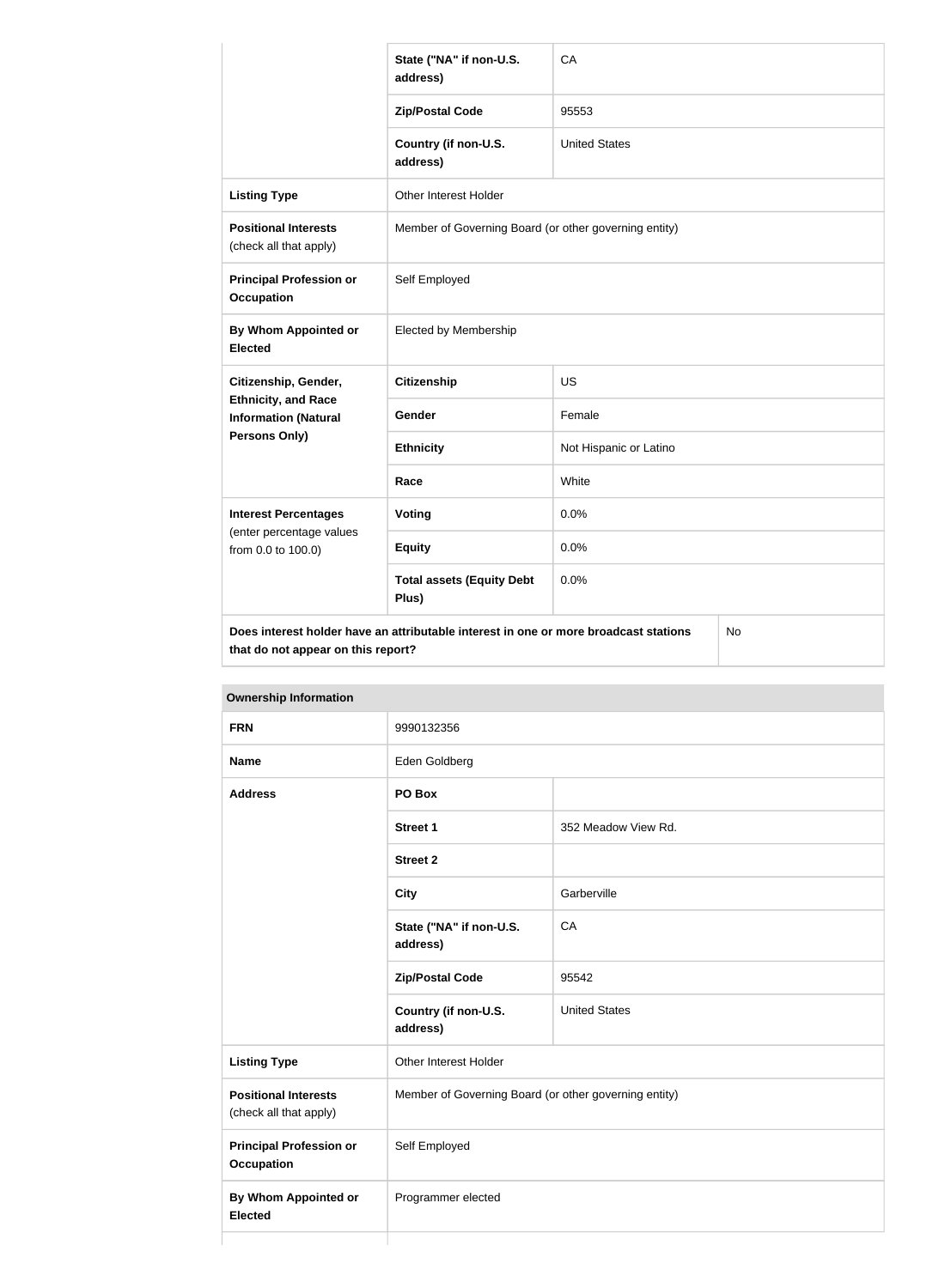| | | |
|---|---|---|
| | State ("NA" if non-U.S. address) | CA |
| | Zip/Postal Code | 95553 |
| | Country (if non-U.S. address) | United States |
| **Listing Type** | Other Interest Holder | |
| **Positional Interests** (check all that apply) | Member of Governing Board (or other governing entity) | |
| **Principal Profession or Occupation** | Self Employed | |
| **By Whom Appointed or Elected** | Elected by Membership | |
| **Citizenship, Gender, Ethnicity, and Race Information (Natural Persons Only)** | **Citizenship** | US |
| | **Gender** | Female |
| | **Ethnicity** | Not Hispanic or Latino |
| | **Race** | White |
| **Interest Percentages** (enter percentage values from 0.0 to 100.0) | **Voting** | 0.0% |
| | **Equity** | 0.0% |
| | **Total assets (Equity Debt Plus)** | 0.0% |
| **Does interest holder have an attributable interest in one or more broadcast stations that do not appear on this report?** | | No |

| **Ownership Information** | | |
|---|---|---|
| **FRN** | 9990132356 | |
| **Name** | Eden Goldberg | |
| **Address** | **PO Box** | |
| | **Street 1** | 352 Meadow View Rd. |
| | **Street 2** | |
| | **City** | Garberville |
| | **State ("NA" if non-U.S. address)** | CA |
| | **Zip/Postal Code** | 95542 |
| | **Country (if non-U.S. address)** | United States |
| **Listing Type** | Other Interest Holder | |
| **Positional Interests** (check all that apply) | Member of Governing Board (or other governing entity) | |
| **Principal Profession or Occupation** | Self Employed | |
| **By Whom Appointed or Elected** | Programmer elected | |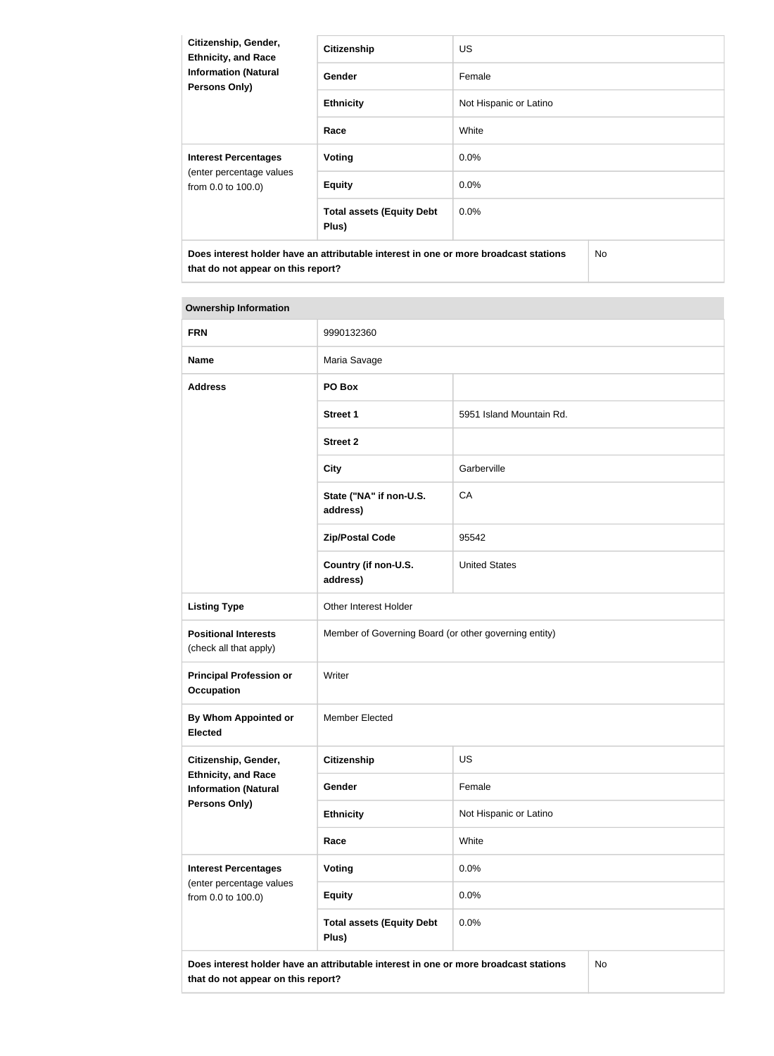| Citizenship, Gender, Ethnicity, and Race Information (Natural Persons Only) | Citizenship | US |
|---|---|---|
| | Gender | Female |
| | Ethnicity | Not Hispanic or Latino |
| | Race | White |
| **Interest Percentages** (enter percentage values from 0.0 to 100.0) | Voting | 0.0% |
| | Equity | 0.0% |
| | Total assets (Equity Debt Plus) | 0.0% |
| **Does interest holder have an attributable interest in one or more broadcast stations that do not appear on this report?** | | No |

| Ownership Information | | |
|---|---|---|
| **FRN** | 9990132360 | |
| **Name** | Maria Savage | |
| **Address** | PO Box | |
| | Street 1 | 5951 Island Mountain Rd. |
| | Street 2 | |
| | City | Garberville |
| | State ("NA" if non-U.S. address) | CA |
| | Zip/Postal Code | 95542 |
| | Country (if non-U.S. address) | United States |
| **Listing Type** | Other Interest Holder | |
| **Positional Interests** (check all that apply) | Member of Governing Board (or other governing entity) | |
| **Principal Profession or Occupation** | Writer | |
| **By Whom Appointed or Elected** | Member Elected | |
| **Citizenship, Gender, Ethnicity, and Race Information (Natural Persons Only)** | Citizenship | US |
| | Gender | Female |
| | Ethnicity | Not Hispanic or Latino |
| | Race | White |
| **Interest Percentages** (enter percentage values from 0.0 to 100.0) | Voting | 0.0% |
| | Equity | 0.0% |
| | Total assets (Equity Debt Plus) | 0.0% |
| **Does interest holder have an attributable interest in one or more broadcast stations that do not appear on this report?** | | No |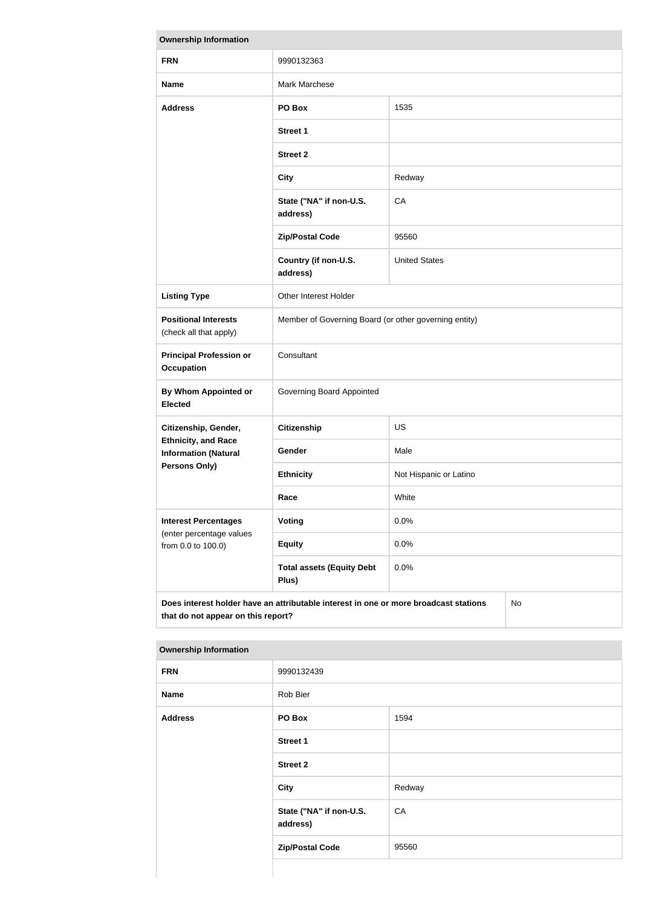| Ownership Information | | |
|---|---|---|
| **FRN** | 9990132363 | |
| **Name** | Mark Marchese | |
| **Address** | **PO Box** | 1535 |
| | **Street 1** | |
| | **Street 2** | |
| | **City** | Redway |
| | **State ("NA" if non-U.S. address)** | CA |
| | **Zip/Postal Code** | 95560 |
| | **Country (if non-U.S. address)** | United States |
| **Listing Type** | Other Interest Holder | |
| **Positional Interests** (check all that apply) | Member of Governing Board (or other governing entity) | |
| **Principal Profession or Occupation** | Consultant | |
| **By Whom Appointed or Elected** | Governing Board Appointed | |
| **Citizenship, Gender, Ethnicity, and Race Information (Natural Persons Only)** | **Citizenship** | US |
| | **Gender** | Male |
| | **Ethnicity** | Not Hispanic or Latino |
| | **Race** | White |
| **Interest Percentages** (enter percentage values from 0.0 to 100.0) | **Voting** | 0.0% |
| | **Equity** | 0.0% |
| | **Total assets (Equity Debt Plus)** | 0.0% |
| **Does interest holder have an attributable interest in one or more broadcast stations that do not appear on this report?** | | No |

| Ownership Information | | |
|---|---|---|
| **FRN** | 9990132439 | |
| **Name** | Rob Bier | |
| **Address** | **PO Box** | 1594 |
| | **Street 1** | |
| | **Street 2** | |
| | **City** | Redway |
| | **State ("NA" if non-U.S. address)** | CA |
| | **Zip/Postal Code** | 95560 |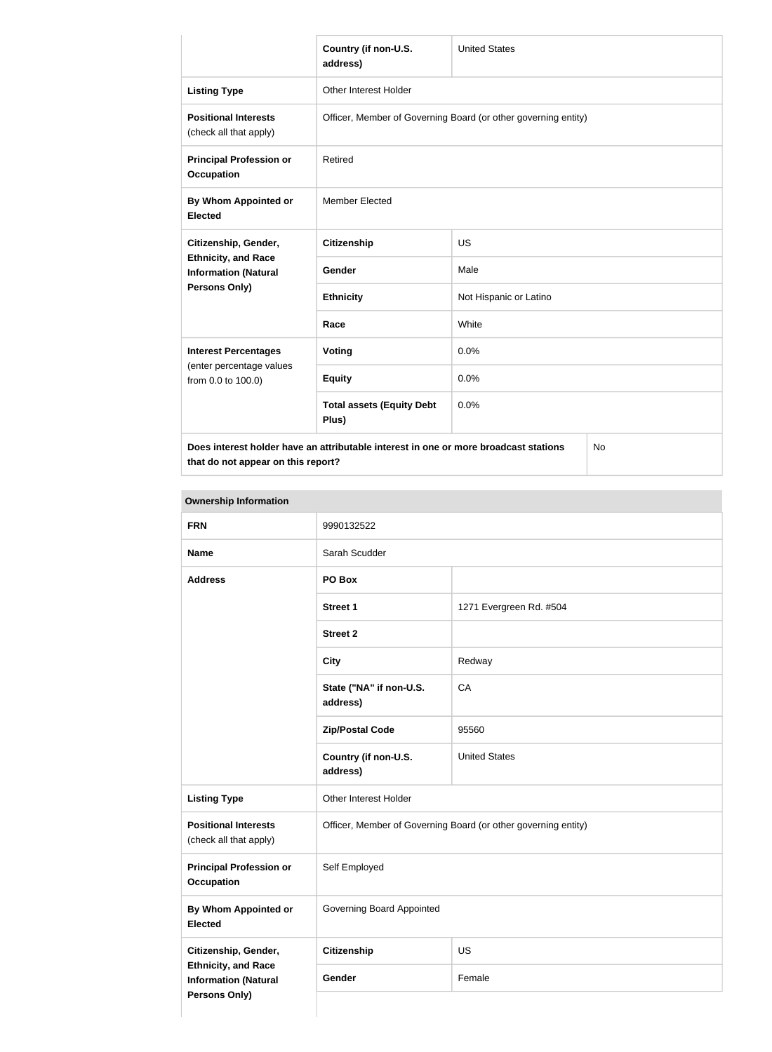| | Country (if non-U.S. address) | United States |
|---|---|---|
| **Listing Type** | Other Interest Holder | |
| **Positional Interests** (check all that apply) | Officer, Member of Governing Board (or other governing entity) | |
| **Principal Profession or Occupation** | Retired | |
| **By Whom Appointed or Elected** | Member Elected | |
| **Citizenship, Gender, Ethnicity, and Race Information (Natural Persons Only)** | **Citizenship** | US |
| | **Gender** | Male |
| | **Ethnicity** | Not Hispanic or Latino |
| | **Race** | White |
| **Interest Percentages** (enter percentage values from 0.0 to 100.0) | **Voting** | 0.0% |
| | **Equity** | 0.0% |
| | **Total assets (Equity Debt Plus)** | 0.0% |
| **Does interest holder have an attributable interest in one or more broadcast stations that do not appear on this report?** | | No |

**Ownership Information**

| **FRN** | 9990132522 | |
|---|---|---|
| **Name** | Sarah Scudder | |
| **Address** | **PO Box** | |
| | **Street 1** | 1271 Evergreen Rd. #504 |
| | **Street 2** | |
| | **City** | Redway |
| | **State ("NA" if non-U.S. address)** | CA |
| | **Zip/Postal Code** | 95560 |
| | **Country (if non-U.S. address)** | United States |
| **Listing Type** | Other Interest Holder | |
| **Positional Interests** (check all that apply) | Officer, Member of Governing Board (or other governing entity) | |
| **Principal Profession or Occupation** | Self Employed | |
| **By Whom Appointed or Elected** | Governing Board Appointed | |
| **Citizenship, Gender, Ethnicity, and Race Information (Natural Persons Only)** | **Citizenship** | US |
| | **Gender** | Female |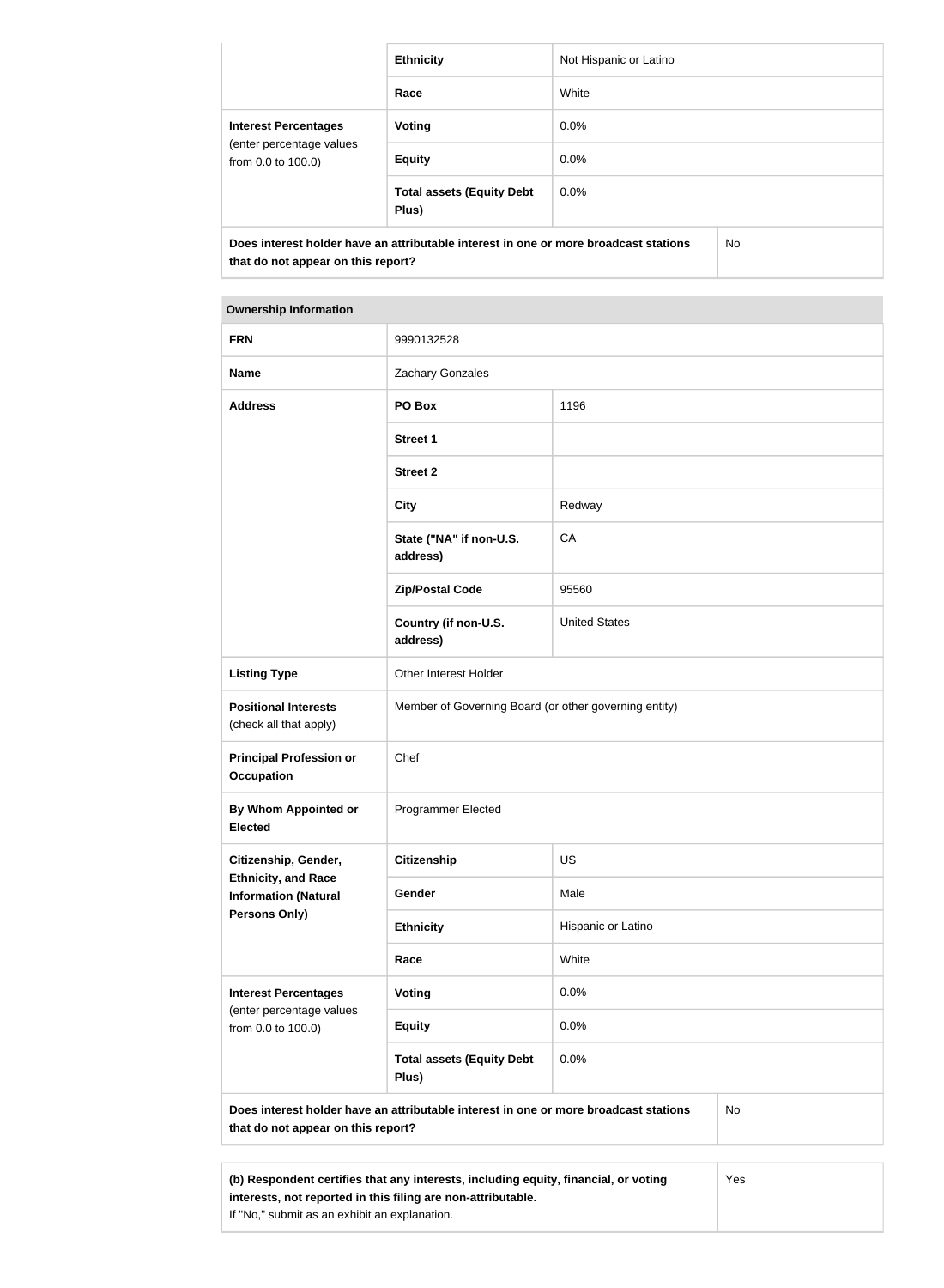| | | |
|---|---|---|
| | **Ethnicity** | Not Hispanic or Latino |
| | **Race** | White |
| **Interest Percentages** (enter percentage values from 0.0 to 100.0) | **Voting** | 0.0% |
| | **Equity** | 0.0% |
| | **Total assets (Equity Debt Plus)** | 0.0% |
| **Does interest holder have an attributable interest in one or more broadcast stations that do not appear on this report?** | | No |

| **Ownership Information** | | |
|---|---|---|
| **FRN** | 9990132528 | |
| **Name** | Zachary Gonzales | |
| **Address** | **PO Box** | 1196 |
| | **Street 1** | |
| | **Street 2** | |
| | **City** | Redway |
| | **State ("NA" if non-U.S. address)** | CA |
| | **Zip/Postal Code** | 95560 |
| | **Country (if non-U.S. address)** | United States |
| **Listing Type** | Other Interest Holder | |
| **Positional Interests** (check all that apply) | Member of Governing Board (or other governing entity) | |
| **Principal Profession or Occupation** | Chef | |
| **By Whom Appointed or Elected** | Programmer Elected | |
| **Citizenship, Gender, Ethnicity, and Race Information (Natural Persons Only)** | **Citizenship** | US |
| | **Gender** | Male |
| | **Ethnicity** | Hispanic or Latino |
| | **Race** | White |
| **Interest Percentages** (enter percentage values from 0.0 to 100.0) | **Voting** | 0.0% |
| | **Equity** | 0.0% |
| | **Total assets (Equity Debt Plus)** | 0.0% |
| **Does interest holder have an attributable interest in one or more broadcast stations that do not appear on this report?** | | No |

| | |
|---|---|
| **(b) Respondent certifies that any interests, including equity, financial, or voting interests, not reported in this filing are non-attributable.** If "No," submit as an exhibit an explanation. | Yes |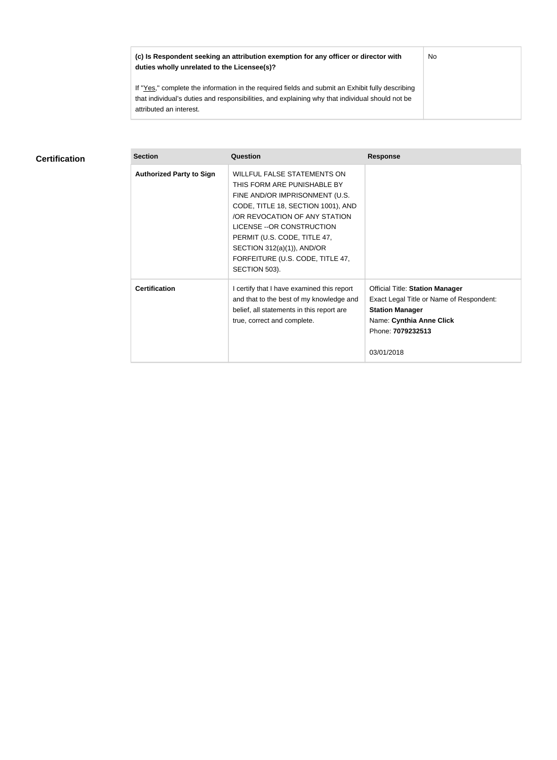| | |
|---|---|
| **(c) Is Respondent seeking an attribution exemption for any officer or director with duties wholly unrelated to the Licensee(s)?**<br><br>If "Yes," complete the information in the required fields and submit an Exhibit fully describing that individual's duties and responsibilities, and explaining why that individual should not be attributed an interest. | No |

## Certification

| Section | Question | Response |
|---|---|---|
| **Authorized Party to Sign** | WILLFUL FALSE STATEMENTS ON THIS FORM ARE PUNISHABLE BY FINE AND/OR IMPRISONMENT (U.S. CODE, TITLE 18, SECTION 1001), AND /OR REVOCATION OF ANY STATION LICENSE --OR CONSTRUCTION PERMIT (U.S. CODE, TITLE 47, SECTION 312(a)(1)), AND/OR FORFEITURE (U.S. CODE, TITLE 47, SECTION 503). | |
| **Certification** | I certify that I have examined this report and that to the best of my knowledge and belief, all statements in this report are true, correct and complete. | Official Title: **Station Manager**<br>Exact Legal Title or Name of Respondent: **Station Manager**<br>Name: **Cynthia Anne Click**<br>Phone: **7079232513**<br><br>03/01/2018 |